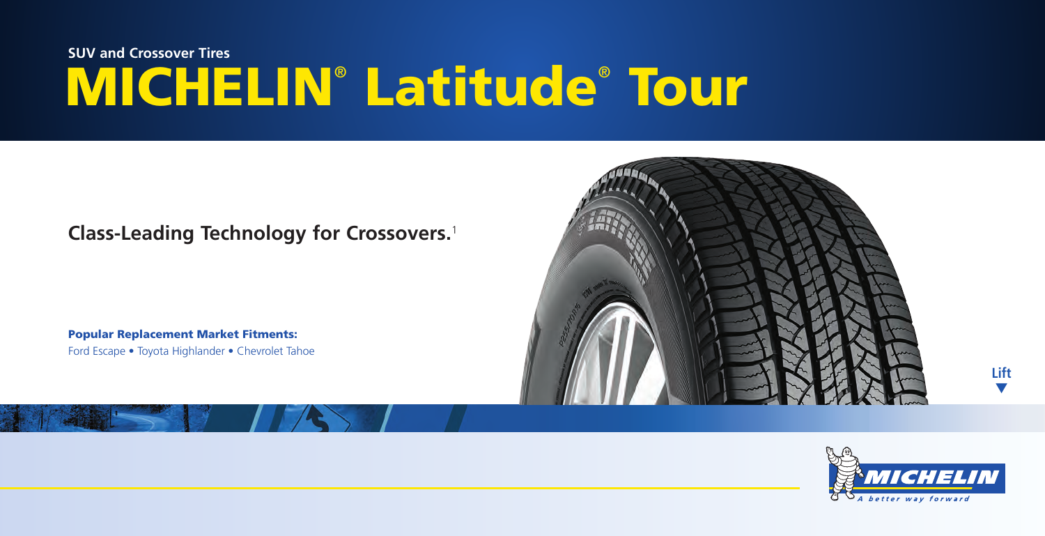**SUV and Crossover Tires**

# MICHELIN® Latitude® Tour

## Class-Leading Technology for Crossovers.[1]

**Popular Replacement Market Fitments:**

Ford Escape • Toyota Highlander • Chevrolet Tahoe

Lift ▼

MICHELIN

*A better way forward*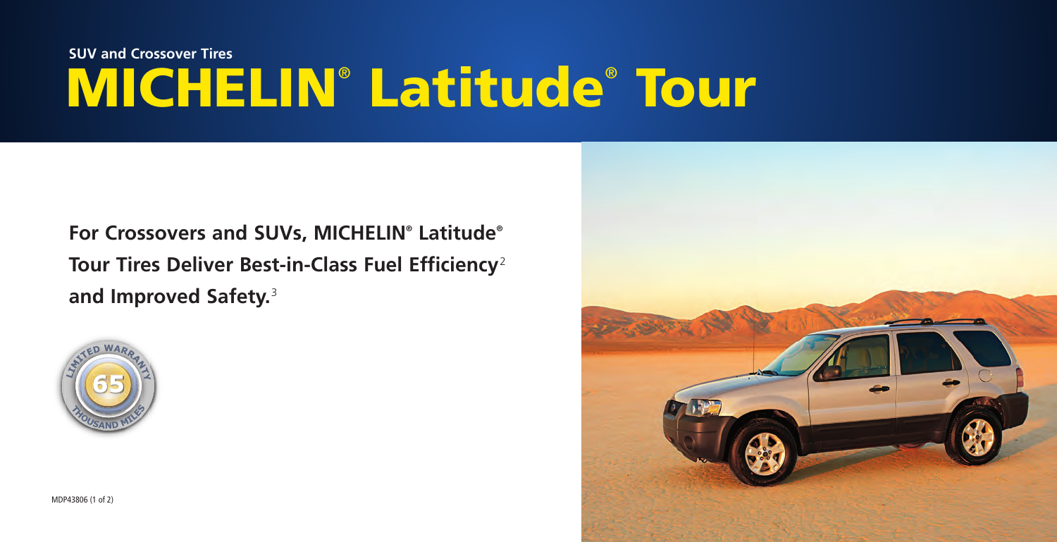SUV and Crossover Tires

# MICHELIN® Latitude® Tour

**For Crossovers and SUVs, MICHELIN® Latitude® Tour Tires Deliver Best-in-Class Fuel Efficiency[2] and Improved Safety.[3]**

LIMITED WARRANTY 65 THOUSAND MILES

MDP43806 (1 of 2)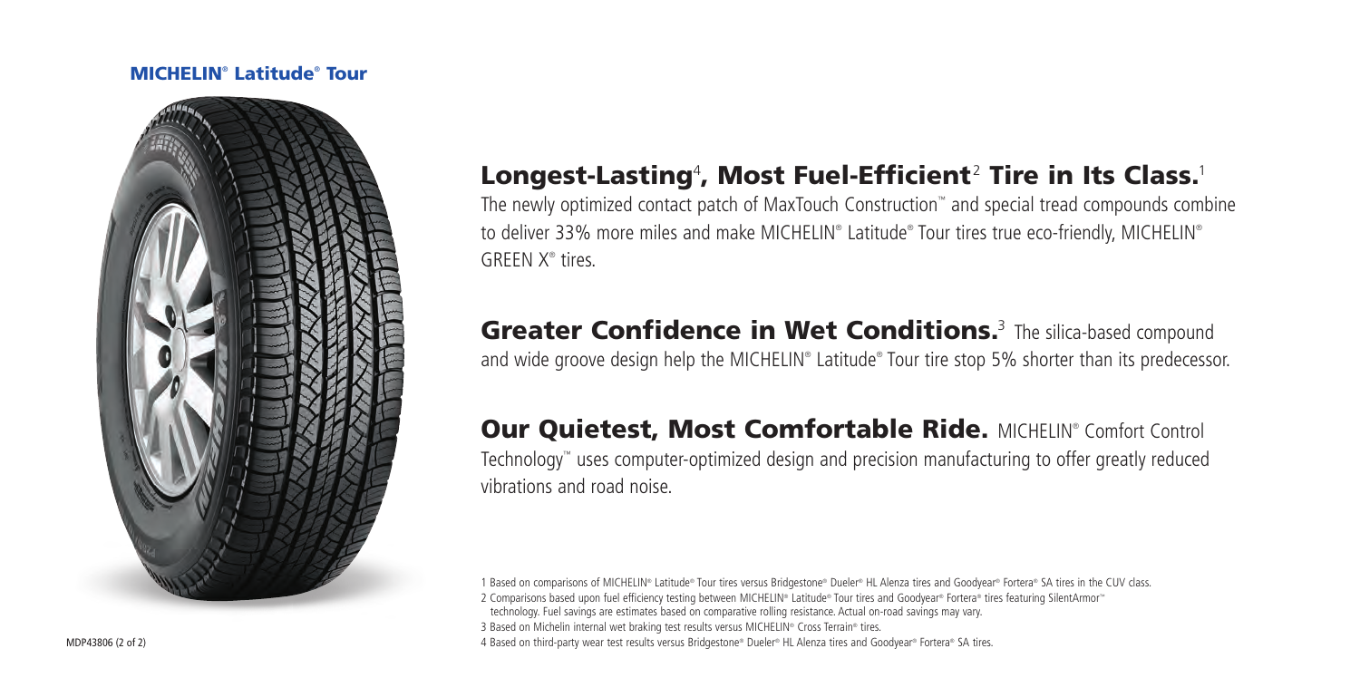## MICHELIN® Latitude® Tour

## Longest-Lasting[4], Most Fuel-Efficient[2] Tire in Its Class.[1]

The newly optimized contact patch of MaxTouch Construction™ and special tread compounds combine to deliver 33% more miles and make MICHELIN® Latitude® Tour tires true eco-friendly, MICHELIN® GREEN X® tires.

## Greater Confidence in Wet Conditions.[3]

The silica-based compound and wide groove design help the MICHELIN® Latitude® Tour tire stop 5% shorter than its predecessor.

## Our Quietest, Most Comfortable Ride.

MICHELIN® Comfort Control Technology™ uses computer-optimized design and precision manufacturing to offer greatly reduced vibrations and road noise.

1 Based on comparisons of MICHELIN® Latitude® Tour tires versus Bridgestone® Dueler® HL Alenza tires and Goodyear® Fortera® SA tires in the CUV class.

2 Comparisons based upon fuel efficiency testing between MICHELIN® Latitude® Tour tires and Goodyear® Fortera® tires featuring SilentArmor™ technology. Fuel savings are estimates based on comparative rolling resistance. Actual on-road savings may vary.

3 Based on Michelin internal wet braking test results versus MICHELIN® Cross Terrain® tires.

4 Based on third-party wear test results versus Bridgestone® Dueler® HL Alenza tires and Goodyear® Fortera® SA tires.

MDP43806 (2 of 2)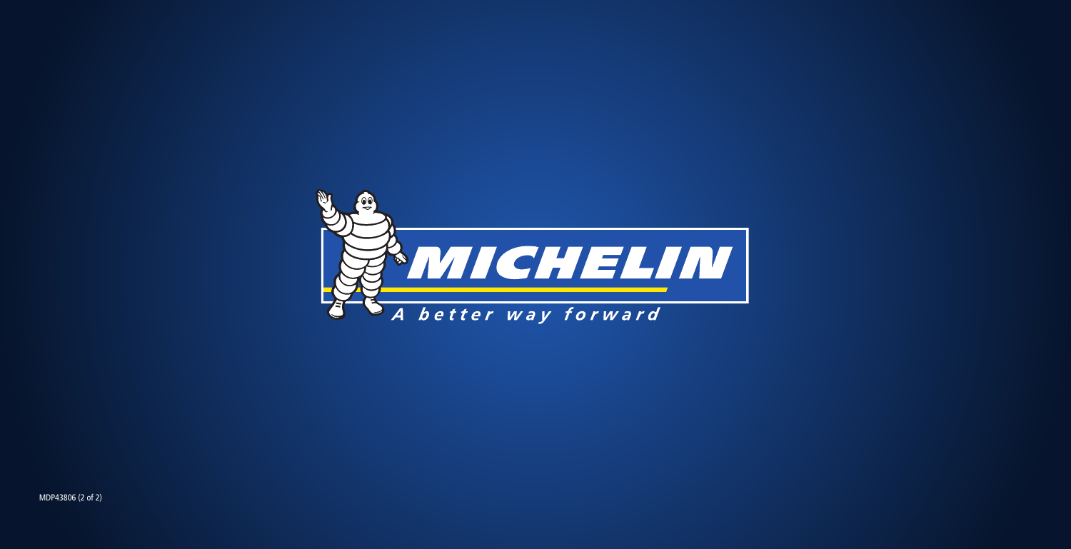MICHELIN

*A better way forward*

MDP43806 (2 of 2)